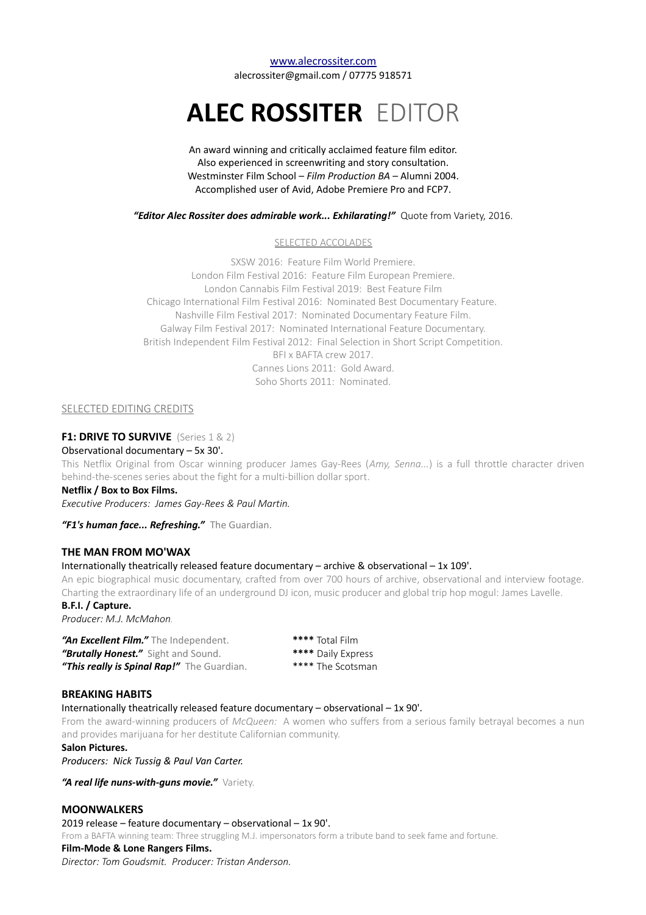[www.alecrossiter.com](http://www.alecrossiter.com)
alecrossiter@gmail.com / 07775 918571

# ALEC ROSSITER EDITOR

An award winning and critically acclaimed feature film editor.
Also experienced in screenwriting and story consultation.
Westminster Film School – *Film Production BA* – Alumni 2004.
Accomplished user of Avid, Adobe Premiere Pro and FCP7.

***"Editor Alec Rossiter does admirable work... Exhilarating!"*** Quote from Variety, 2016.

## SELECTED ACCOLADES

SXSW 2016: Feature Film World Premiere.
London Film Festival 2016: Feature Film European Premiere.
London Cannabis Film Festival 2019: Best Feature Film
Chicago International Film Festival 2016: Nominated Best Documentary Feature.
Nashville Film Festival 2017: Nominated Documentary Feature Film.
Galway Film Festival 2017: Nominated International Feature Documentary.
British Independent Film Festival 2012: Final Selection in Short Script Competition.
BFI x BAFTA crew 2017.
Cannes Lions 2011: Gold Award.
Soho Shorts 2011: Nominated.

## SELECTED EDITING CREDITS

### F1: DRIVE TO SURVIVE (Series 1 & 2)

Observational documentary – 5x 30'.

This Netflix Original from Oscar winning producer James Gay-Rees (*Amy, Senna...*) is a full throttle character driven behind-the-scenes series about the fight for a multi-billion dollar sport.

**Netflix / Box to Box Films.**

*Executive Producers: James Gay-Rees & Paul Martin.*

***"F1's human face... Refreshing."*** The Guardian.

### THE MAN FROM MO'WAX

Internationally theatrically released feature documentary – archive & observational – 1x 109'.

An epic biographical music documentary, crafted from over 700 hours of archive, observational and interview footage. Charting the extraordinary life of an underground DJ icon, music producer and global trip hop mogul: James Lavelle.

**B.F.I. / Capture.**

*Producer: M.J. McMahon.*

***"An Excellent Film."*** The Independent.
***"Brutally Honest."*** Sight and Sound.
***"This really is Spinal Rap!"*** The Guardian.

**\*\*\*\*** Total Film
**\*\*\*\*** Daily Express
\*\*\*\* The Scotsman

### BREAKING HABITS

Internationally theatrically released feature documentary – observational – 1x 90'.

From the award-winning producers of *McQueen:* A women who suffers from a serious family betrayal becomes a nun and provides marijuana for her destitute Californian community.

**Salon Pictures.**

*Producers: Nick Tussig & Paul Van Carter.*

***"A real life nuns-with-guns movie."*** Variety.

### MOONWALKERS

2019 release – feature documentary – observational – 1x 90'.

From a BAFTA winning team: Three struggling M.J. impersonators form a tribute band to seek fame and fortune.

**Film-Mode & Lone Rangers Films.**

*Director: Tom Goudsmit. Producer: Tristan Anderson.*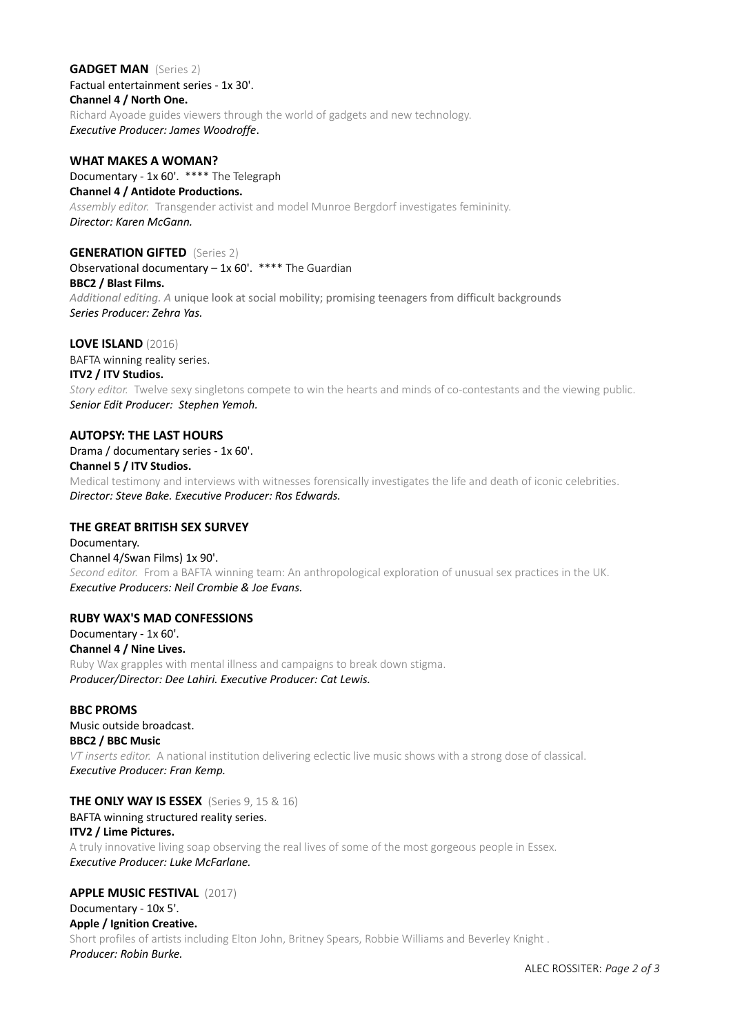**GADGET MAN** (Series 2)
Factual entertainment series - 1x 30'.
**Channel 4 / North One.**
Richard Ayoade guides viewers through the world of gadgets and new technology.
***Executive Producer: James Woodroffe*.**

**WHAT MAKES A WOMAN?**
Documentary - 1x 60'. **** The Telegraph
**Channel 4 / Antidote Productions.**
*Assembly editor.* Transgender activist and model Munroe Bergdorf investigates femininity.
***Director: Karen McGann.***

**GENERATION GIFTED** (Series 2)
Observational documentary – 1x 60'. **** The Guardian
**BBC2 / Blast Films.**
*Additional editing. A* unique look at social mobility; promising teenagers from difficult backgrounds
***Series Producer: Zehra Yas.***

**LOVE ISLAND** (2016)
BAFTA winning reality series.
**ITV2 / ITV Studios.**
*Story editor.* Twelve sexy singletons compete to win the hearts and minds of co-contestants and the viewing public.
***Senior Edit Producer: Stephen Yemoh.***

**AUTOPSY: THE LAST HOURS**
Drama / documentary series - 1x 60'.
**Channel 5 / ITV Studios.**
Medical testimony and interviews with witnesses forensically investigates the life and death of iconic celebrities.
***Director: Steve Bake. Executive Producer: Ros Edwards.***

**THE GREAT BRITISH SEX SURVEY**
Documentary.
Channel 4/Swan Films) 1x 90'.
*Second editor.* From a BAFTA winning team: An anthropological exploration of unusual sex practices in the UK.
***Executive Producers: Neil Crombie & Joe Evans.***

**RUBY WAX'S MAD CONFESSIONS**
Documentary - 1x 60'.
**Channel 4 / Nine Lives.**
Ruby Wax grapples with mental illness and campaigns to break down stigma.
***Producer/Director: Dee Lahiri. Executive Producer: Cat Lewis.***

**BBC PROMS**
Music outside broadcast.
**BBC2 / BBC Music**
*VT inserts editor.* A national institution delivering eclectic live music shows with a strong dose of classical.
***Executive Producer: Fran Kemp.***

**THE ONLY WAY IS ESSEX** (Series 9, 15 & 16)
BAFTA winning structured reality series.
**ITV2 / Lime Pictures.**
A truly innovative living soap observing the real lives of some of the most gorgeous people in Essex.
***Executive Producer: Luke McFarlane.***

**APPLE MUSIC FESTIVAL** (2017)
Documentary - 10x 5'.
**Apple / Ignition Creative.**
Short profiles of artists including Elton John, Britney Spears, Robbie Williams and Beverley Knight .
***Producer: Robin Burke.***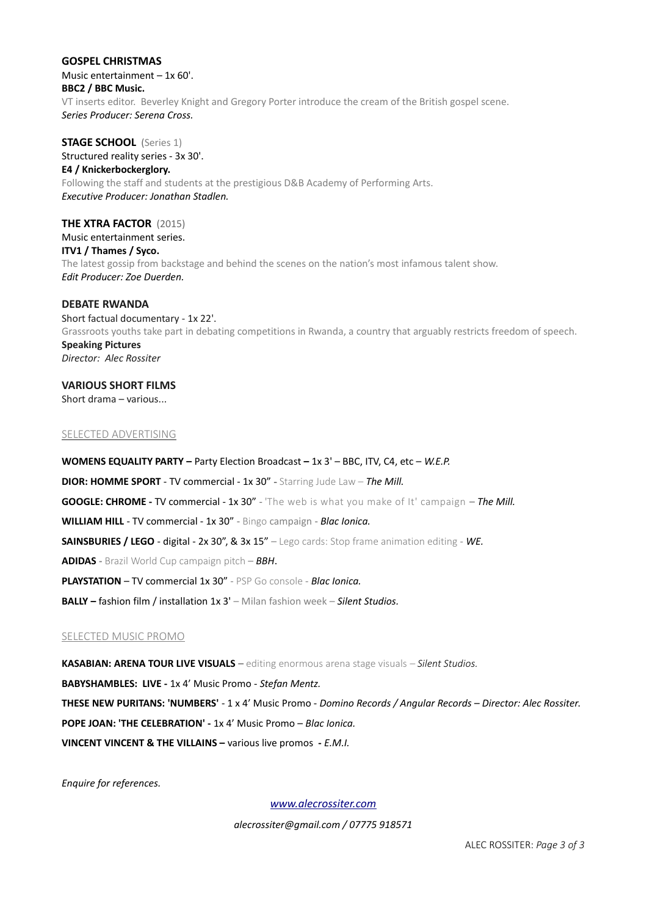**GOSPEL CHRISTMAS**
Music entertainment – 1x 60'.
**BBC2 / BBC Music.**
VT inserts editor. Beverley Knight and Gregory Porter introduce the cream of the British gospel scene.
*Series Producer: Serena Cross.*

**STAGE SCHOOL** (Series 1)
Structured reality series - 3x 30'.
**E4 / Knickerbockerglory.**
Following the staff and students at the prestigious D&B Academy of Performing Arts.
*Executive Producer: Jonathan Stadlen.*

**THE XTRA FACTOR** (2015)
Music entertainment series.
**ITV1 / Thames / Syco.**
The latest gossip from backstage and behind the scenes on the nation's most infamous talent show.
*Edit Producer: Zoe Duerden.*

**DEBATE RWANDA**
Short factual documentary - 1x 22'.
Grassroots youths take part in debating competitions in Rwanda, a country that arguably restricts freedom of speech.
**Speaking Pictures**
*Director: Alec Rossiter*

**VARIOUS SHORT FILMS**
Short drama – various...

## SELECTED ADVERTISING

**WOMENS EQUALITY PARTY –** Party Election Broadcast **–** 1x 3' – BBC, ITV, C4, etc – *W.E.P.*

**DIOR: HOMME SPORT** - TV commercial - 1x 30" - Starring Jude Law – ***The Mill.***

**GOOGLE: CHROME -** TV commercial - 1x 30" - 'The web is what you make of It' campaign – ***The Mill.***

**WILLIAM HILL** - TV commercial - 1x 30" - Bingo campaign - ***Blac Ionica.***

**SAINSBURIES / LEGO** - digital - 2x 30", & 3x 15" – Lego cards: Stop frame animation editing - ***WE.***

**ADIDAS** - Brazil World Cup campaign pitch – ***BBH***.

**PLAYSTATION** – TV commercial 1x 30" - PSP Go console - ***Blac Ionica.***

**BALLY –** fashion film / installation 1x 3' – Milan fashion week – ***Silent Studios.***

## SELECTED MUSIC PROMO

**KASABIAN: ARENA TOUR LIVE VISUALS** – editing enormous arena stage visuals – *Silent Studios.*

**BABYSHAMBLES: LIVE -** 1x 4' Music Promo - *Stefan Mentz.*

**THESE NEW PURITANS: 'NUMBERS'** - 1 x 4' Music Promo - *Domino Records / Angular Records – Director: Alec Rossiter.*

**POPE JOAN: 'THE CELEBRATION' -** 1x 4' Music Promo – *Blac Ionica.*

**VINCENT VINCENT & THE VILLAINS –** various live promos **-** *E.M.I.*

*Enquire for references.*

*www.alecrossiter.com*

*alecrossiter@gmail.com / 07775 918571*